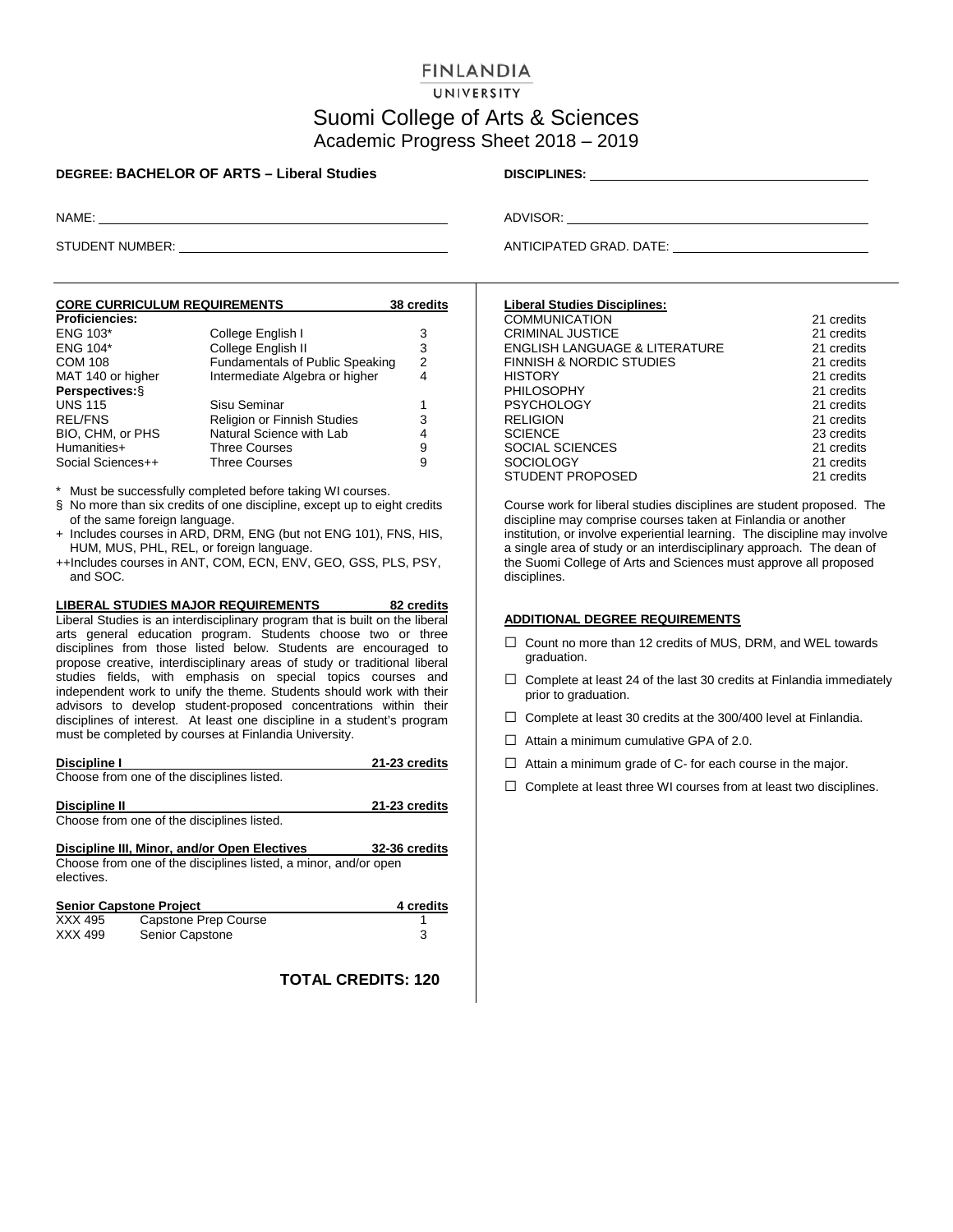# FINLANDIA UNIVERSITY

## Suomi College of Arts & Sciences
### Academic Progress Sheet 2018 – 2019

**DEGREE: BACHELOR OF ARTS – Liberal Studies**

**DISCIPLINES:** ______________________

NAME: ______________________

ADVISOR: ______________________

STUDENT NUMBER: ______________________

ANTICIPATED GRAD. DATE: ______________________

**CORE CURRICULUM REQUIREMENTS — 38 credits**

| | | |
|---|---|---|
| **Proficiencies:** | | |
| ENG 103* | College English I | 3 |
| ENG 104* | College English II | 3 |
| COM 108 | Fundamentals of Public Speaking | 2 |
| MAT 140 or higher | Intermediate Algebra or higher | 4 |
| **Perspectives:**§ | | |
| UNS 115 | Sisu Seminar | 1 |
| REL/FNS | Religion or Finnish Studies | 3 |
| BIO, CHM, or PHS | Natural Science with Lab | 4 |
| Humanities+ | Three Courses | 9 |
| Social Sciences++ | Three Courses | 9 |

\* Must be successfully completed before taking WI courses.

§ No more than six credits of one discipline, except up to eight credits of the same foreign language.

\+ Includes courses in ARD, DRM, ENG (but not ENG 101), FNS, HIS, HUM, MUS, PHL, REL, or foreign language.

++Includes courses in ANT, COM, ECN, ENV, GEO, GSS, PLS, PSY, and SOC.

**LIBERAL STUDIES MAJOR REQUIREMENTS — 82 credits**

Liberal Studies is an interdisciplinary program that is built on the liberal arts general education program. Students choose two or three disciplines from those listed below. Students are encouraged to propose creative, interdisciplinary areas of study or traditional liberal studies fields, with emphasis on special topics courses and independent work to unify the theme. Students should work with their advisors to develop student-proposed concentrations within their disciplines of interest. At least one discipline in a student's program must be completed by courses at Finlandia University.

**Discipline I — 21-23 credits**

Choose from one of the disciplines listed.

**Discipline II — 21-23 credits**

Choose from one of the disciplines listed.

**Discipline III, Minor, and/or Open Electives — 32-36 credits**

Choose from one of the disciplines listed, a minor, and/or open electives.

**Senior Capstone Project — 4 credits**

| | | |
|---|---|---|
| XXX 495 | Capstone Prep Course | 1 |
| XXX 499 | Senior Capstone | 3 |

**TOTAL CREDITS: 120**

**Liberal Studies Disciplines:**

| | |
|---|---|
| COMMUNICATION | 21 credits |
| CRIMINAL JUSTICE | 21 credits |
| ENGLISH LANGUAGE & LITERATURE | 21 credits |
| FINNISH & NORDIC STUDIES | 21 credits |
| HISTORY | 21 credits |
| PHILOSOPHY | 21 credits |
| PSYCHOLOGY | 21 credits |
| RELIGION | 21 credits |
| SCIENCE | 23 credits |
| SOCIAL SCIENCES | 21 credits |
| SOCIOLOGY | 21 credits |
| STUDENT PROPOSED | 21 credits |

Course work for liberal studies disciplines are student proposed. The discipline may comprise courses taken at Finlandia or another institution, or involve experiential learning. The discipline may involve a single area of study or an interdisciplinary approach. The dean of the Suomi College of Arts and Sciences must approve all proposed disciplines.

**ADDITIONAL DEGREE REQUIREMENTS**

- ☐ Count no more than 12 credits of MUS, DRM, and WEL towards graduation.
- ☐ Complete at least 24 of the last 30 credits at Finlandia immediately prior to graduation.
- ☐ Complete at least 30 credits at the 300/400 level at Finlandia.
- ☐ Attain a minimum cumulative GPA of 2.0.
- ☐ Attain a minimum grade of C- for each course in the major.
- ☐ Complete at least three WI courses from at least two disciplines.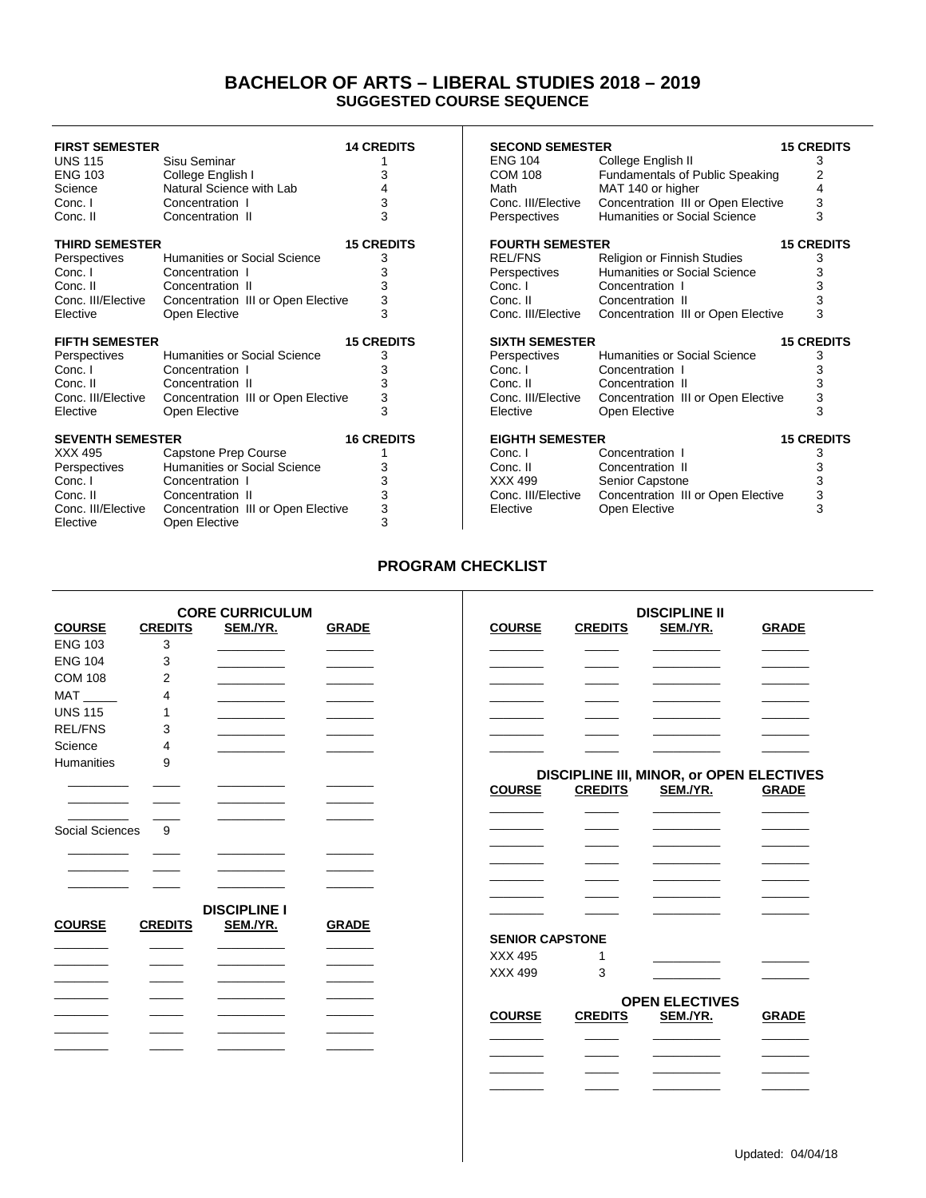# BACHELOR OF ARTS – LIBERAL STUDIES 2018 – 2019

## SUGGESTED COURSE SEQUENCE

| FIRST SEMESTER | | 14 CREDITS |
|---|---|---|
| UNS 115 | Sisu Seminar | 1 |
| ENG 103 | College English I | 3 |
| Science | Natural Science with Lab | 4 |
| Conc. I | Concentration I | 3 |
| Conc. II | Concentration II | 3 |

| SECOND SEMESTER | | 15 CREDITS |
|---|---|---|
| ENG 104 | College English II | 3 |
| COM 108 | Fundamentals of Public Speaking | 2 |
| Math | MAT 140 or higher | 4 |
| Conc. III/Elective | Concentration III or Open Elective | 3 |
| Perspectives | Humanities or Social Science | 3 |

| THIRD SEMESTER | | 15 CREDITS |
|---|---|---|
| Perspectives | Humanities or Social Science | 3 |
| Conc. I | Concentration I | 3 |
| Conc. II | Concentration II | 3 |
| Conc. III/Elective | Concentration III or Open Elective | 3 |
| Elective | Open Elective | 3 |

| FOURTH SEMESTER | | 15 CREDITS |
|---|---|---|
| REL/FNS | Religion or Finnish Studies | 3 |
| Perspectives | Humanities or Social Science | 3 |
| Conc. I | Concentration I | 3 |
| Conc. II | Concentration II | 3 |
| Conc. III/Elective | Concentration III or Open Elective | 3 |

| FIFTH SEMESTER | | 15 CREDITS |
|---|---|---|
| Perspectives | Humanities or Social Science | 3 |
| Conc. I | Concentration I | 3 |
| Conc. II | Concentration II | 3 |
| Conc. III/Elective | Concentration III or Open Elective | 3 |
| Elective | Open Elective | 3 |

| SIXTH SEMESTER | | 15 CREDITS |
|---|---|---|
| Perspectives | Humanities or Social Science | 3 |
| Conc. I | Concentration I | 3 |
| Conc. II | Concentration II | 3 |
| Conc. III/Elective | Concentration III or Open Elective | 3 |
| Elective | Open Elective | 3 |

| SEVENTH SEMESTER | | 16 CREDITS |
|---|---|---|
| XXX 495 | Capstone Prep Course | 1 |
| Perspectives | Humanities or Social Science | 3 |
| Conc. I | Concentration I | 3 |
| Conc. II | Concentration II | 3 |
| Conc. III/Elective | Concentration III or Open Elective | 3 |
| Elective | Open Elective | 3 |

| EIGHTH SEMESTER | | 15 CREDITS |
|---|---|---|
| Conc. I | Concentration I | 3 |
| Conc. II | Concentration II | 3 |
| XXX 499 | Senior Capstone | 3 |
| Conc. III/Elective | Concentration III or Open Elective | 3 |
| Elective | Open Elective | 3 |

## PROGRAM CHECKLIST

### CORE CURRICULUM

| COURSE | CREDITS | SEM./YR. | GRADE |
|---|---|---|---|
| ENG 103 | 3 | | |
| ENG 104 | 3 | | |
| COM 108 | 2 | | |
| MAT _____ | 4 | | |
| UNS 115 | 1 | | |
| REL/FNS | 3 | | |
| Science | 4 | | |
| Humanities | 9 | | |
| | | | |
| | | | |
| | | | |
| Social Sciences | 9 | | |
| | | | |
| | | | |
| | | | |

### DISCIPLINE I

| COURSE | CREDITS | SEM./YR. | GRADE |
|---|---|---|---|
| | | | |
| | | | |
| | | | |
| | | | |
| | | | |
| | | | |
| | | | |

### DISCIPLINE II

| COURSE | CREDITS | SEM./YR. | GRADE |
|---|---|---|---|
| | | | |
| | | | |
| | | | |
| | | | |
| | | | |
| | | | |
| | | | |

### DISCIPLINE III, MINOR, or OPEN ELECTIVES

| COURSE | CREDITS | SEM./YR. | GRADE |
|---|---|---|---|
| | | | |
| | | | |
| | | | |
| | | | |
| | | | |
| | | | |
| | | | |

### SENIOR CAPSTONE

| | | | |
|---|---|---|---|
| XXX 495 | 1 | | |
| XXX 499 | 3 | | |

### OPEN ELECTIVES

| COURSE | CREDITS | SEM./YR. | GRADE |
|---|---|---|---|
| | | | |
| | | | |
| | | | |
| | | | |

Updated: 04/04/18